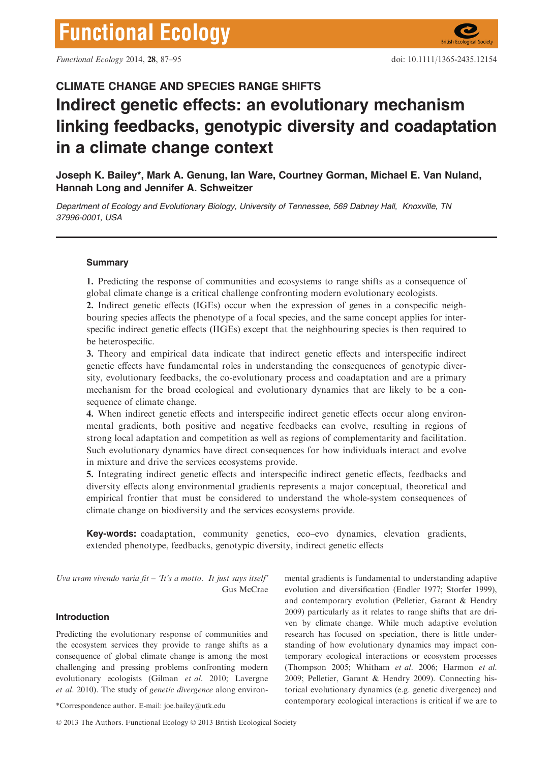CLIMATE CHANGE AND SPECIES RANGE SHIFTS

# Indirect genetic effects: an evolutionary mechanism linking feedbacks, genotypic diversity and coadaptation in a climate change context

**Joseph K. Bailey\*, Mark A. Genung, Ian Ware, Courtney Gorman, Michael E. Van Nuland, Hannah Long and Jennifer A. Schweitzer**

*Department of Ecology and Evolutionary Biology, University of Tennessee, 569 Dabney Hall, Knoxville, TN 37996-0001, USA*

## Summary

**1.** Predicting the response of communities and ecosystems to range shifts as a consequence of global climate change is a critical challenge confronting modern evolutionary ecologists.

**2.** Indirect genetic effects (IGEs) occur when the expression of genes in a conspecific neighbouring species affects the phenotype of a focal species, and the same concept applies for interspecific indirect genetic effects (IIGEs) except that the neighbouring species is then required to be heterospecific.

**3.** Theory and empirical data indicate that indirect genetic effects and interspecific indirect genetic effects have fundamental roles in understanding the consequences of genotypic diversity, evolutionary feedbacks, the co-evolutionary process and coadaptation and are a primary mechanism for the broad ecological and evolutionary dynamics that are likely to be a consequence of climate change.

**4.** When indirect genetic effects and interspecific indirect genetic effects occur along environmental gradients, both positive and negative feedbacks can evolve, resulting in regions of strong local adaptation and competition as well as regions of complementarity and facilitation. Such evolutionary dynamics have direct consequences for how individuals interact and evolve in mixture and drive the services ecosystems provide.

**5.** Integrating indirect genetic effects and interspecific indirect genetic effects, feedbacks and diversity effects along environmental gradients represents a major conceptual, theoretical and empirical frontier that must be considered to understand the whole-system consequences of climate change on biodiversity and the services ecosystems provide.

**Key-words:** coadaptation, community genetics, eco–evo dynamics, elevation gradients, extended phenotype, feedbacks, genotypic diversity, indirect genetic effects

*Uva uvam vivendo varia fit – 'It's a motto. It just says itself'*
Gus McCrae

## Introduction

Predicting the evolutionary response of communities and the ecosystem services they provide to range shifts as a consequence of global climate change is among the most challenging and pressing problems confronting modern evolutionary ecologists (Gilman *et al*. 2010; Lavergne *et al*. 2010). The study of *genetic divergence* along environmental gradients is fundamental to understanding adaptive evolution and diversification (Endler 1977; Storfer 1999), and contemporary evolution (Pelletier, Garant & Hendry 2009) particularly as it relates to range shifts that are driven by climate change. While much adaptive evolution research has focused on speciation, there is little understanding of how evolutionary dynamics may impact contemporary ecological interactions or ecosystem processes (Thompson 2005; Whitham *et al*. 2006; Harmon *et al*. 2009; Pelletier, Garant & Hendry 2009). Connecting historical evolutionary dynamics (e.g. genetic divergence) and contemporary ecological interactions is critical if we are to

\*Correspondence author. E-mail: joe.bailey@utk.edu

© 2013 The Authors. Functional Ecology © 2013 British Ecological Society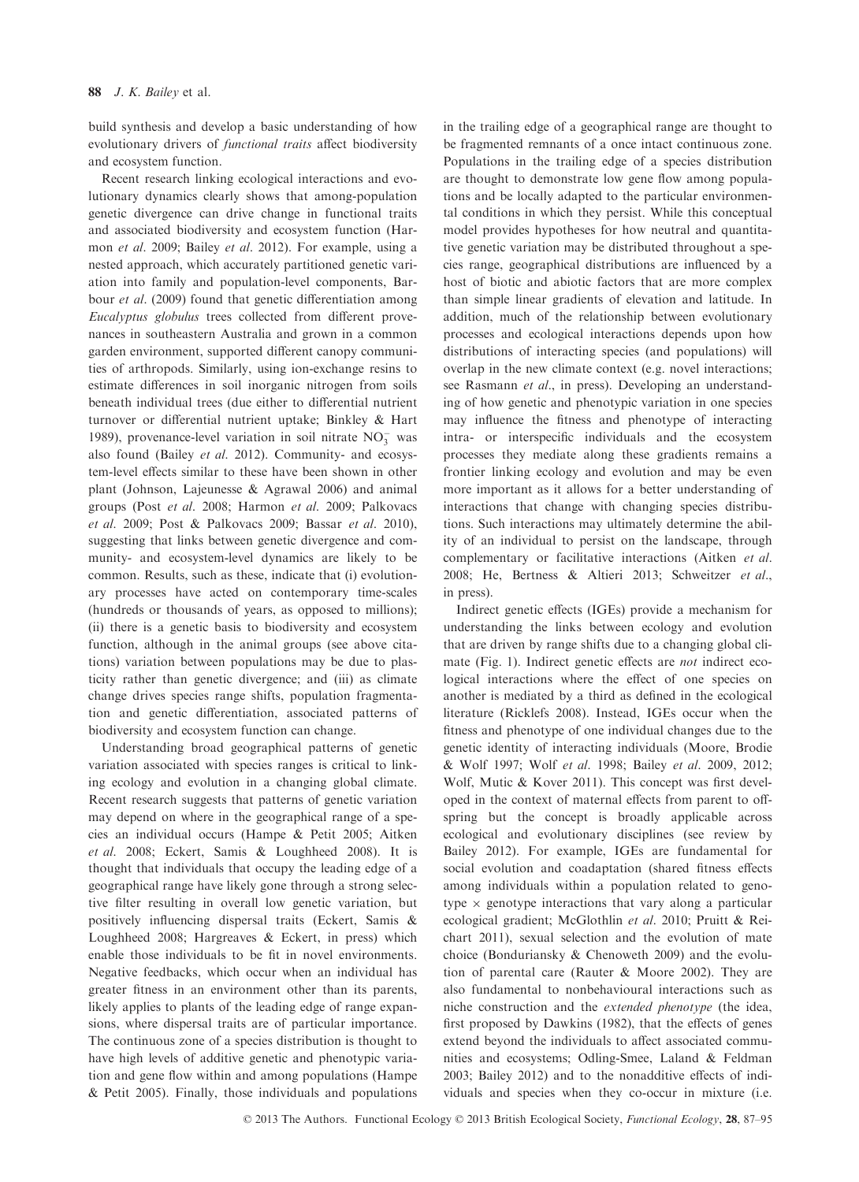build synthesis and develop a basic understanding of how evolutionary drivers of *functional traits* affect biodiversity and ecosystem function.

Recent research linking ecological interactions and evolutionary dynamics clearly shows that among-population genetic divergence can drive change in functional traits and associated biodiversity and ecosystem function (Harmon *et al*. 2009; Bailey *et al*. 2012). For example, using a nested approach, which accurately partitioned genetic variation into family and population-level components, Barbour *et al*. (2009) found that genetic differentiation among *Eucalyptus globulus* trees collected from different provenances in southeastern Australia and grown in a common garden environment, supported different canopy communities of arthropods. Similarly, using ion-exchange resins to estimate differences in soil inorganic nitrogen from soils beneath individual trees (due either to differential nutrient turnover or differential nutrient uptake; Binkley & Hart 1989), provenance-level variation in soil nitrate $NO_3^-$ was also found (Bailey *et al*. 2012). Community- and ecosystem-level effects similar to these have been shown in other plant (Johnson, Lajeunesse & Agrawal 2006) and animal groups (Post *et al*. 2008; Harmon *et al*. 2009; Palkovacs *et al*. 2009; Post & Palkovacs 2009; Bassar *et al*. 2010), suggesting that links between genetic divergence and community- and ecosystem-level dynamics are likely to be common. Results, such as these, indicate that (i) evolutionary processes have acted on contemporary time-scales (hundreds or thousands of years, as opposed to millions); (ii) there is a genetic basis to biodiversity and ecosystem function, although in the animal groups (see above citations) variation between populations may be due to plasticity rather than genetic divergence; and (iii) as climate change drives species range shifts, population fragmentation and genetic differentiation, associated patterns of biodiversity and ecosystem function can change.

Understanding broad geographical patterns of genetic variation associated with species ranges is critical to linking ecology and evolution in a changing global climate. Recent research suggests that patterns of genetic variation may depend on where in the geographical range of a species an individual occurs (Hampe & Petit 2005; Aitken *et al*. 2008; Eckert, Samis & Loughheed 2008). It is thought that individuals that occupy the leading edge of a geographical range have likely gone through a strong selective filter resulting in overall low genetic variation, but positively influencing dispersal traits (Eckert, Samis & Loughheed 2008; Hargreaves & Eckert, in press) which enable those individuals to be fit in novel environments. Negative feedbacks, which occur when an individual has greater fitness in an environment other than its parents, likely applies to plants of the leading edge of range expansions, where dispersal traits are of particular importance. The continuous zone of a species distribution is thought to have high levels of additive genetic and phenotypic variation and gene flow within and among populations (Hampe & Petit 2005). Finally, those individuals and populations in the trailing edge of a geographical range are thought to be fragmented remnants of a once intact continuous zone. Populations in the trailing edge of a species distribution are thought to demonstrate low gene flow among populations and be locally adapted to the particular environmental conditions in which they persist. While this conceptual model provides hypotheses for how neutral and quantitative genetic variation may be distributed throughout a species range, geographical distributions are influenced by a host of biotic and abiotic factors that are more complex than simple linear gradients of elevation and latitude. In addition, much of the relationship between evolutionary processes and ecological interactions depends upon how distributions of interacting species (and populations) will overlap in the new climate context (e.g. novel interactions; see Rasmann *et al*., in press). Developing an understanding of how genetic and phenotypic variation in one species may influence the fitness and phenotype of interacting intra- or interspecific individuals and the ecosystem processes they mediate along these gradients remains a frontier linking ecology and evolution and may be even more important as it allows for a better understanding of interactions that change with changing species distributions. Such interactions may ultimately determine the ability of an individual to persist on the landscape, through complementary or facilitative interactions (Aitken *et al*. 2008; He, Bertness & Altieri 2013; Schweitzer *et al*., in press).

Indirect genetic effects (IGEs) provide a mechanism for understanding the links between ecology and evolution that are driven by range shifts due to a changing global climate (Fig. 1). Indirect genetic effects are *not* indirect ecological interactions where the effect of one species on another is mediated by a third as defined in the ecological literature (Ricklefs 2008). Instead, IGEs occur when the fitness and phenotype of one individual changes due to the genetic identity of interacting individuals (Moore, Brodie & Wolf 1997; Wolf *et al*. 1998; Bailey *et al*. 2009, 2012; Wolf, Mutic & Kover 2011). This concept was first developed in the context of maternal effects from parent to offspring but the concept is broadly applicable across ecological and evolutionary disciplines (see review by Bailey 2012). For example, IGEs are fundamental for social evolution and coadaptation (shared fitness effects among individuals within a population related to genotype × genotype interactions that vary along a particular ecological gradient; McGlothlin *et al*. 2010; Pruitt & Reichart 2011), sexual selection and the evolution of mate choice (Bonduriansky & Chenoweth 2009) and the evolution of parental care (Rauter & Moore 2002). They are also fundamental to nonbehavioural interactions such as niche construction and the *extended phenotype* (the idea, first proposed by Dawkins (1982), that the effects of genes extend beyond the individuals to affect associated communities and ecosystems; Odling-Smee, Laland & Feldman 2003; Bailey 2012) and to the nonadditive effects of individuals and species when they co-occur in mixture (i.e.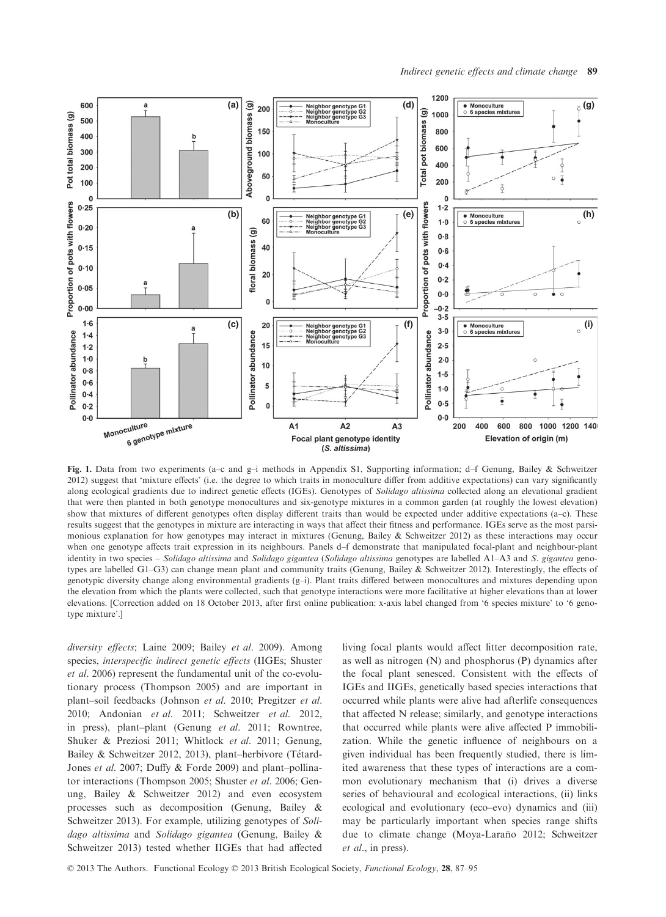Fig. 1. Data from two experiments (a–c and g–i methods in Appendix S1, Supporting information; d–f Genung, Bailey & Schweitzer 2012) suggest that 'mixture effects' (i.e. the degree to which traits in monoculture differ from additive expectations) can vary significantly along ecological gradients due to indirect genetic effects (IGEs). Genotypes of *Solidago altissima* collected along an elevational gradient that were then planted in both genotype monocultures and six-genotype mixtures in a common garden (at roughly the lowest elevation) show that mixtures of different genotypes often display different traits than would be expected under additive expectations (a–c). These results suggest that the genotypes in mixture are interacting in ways that affect their fitness and performance. IGEs serve as the most parsimonious explanation for how genotypes may interact in mixtures (Genung, Bailey & Schweitzer 2012) as these interactions may occur when one genotype affects trait expression in its neighbours. Panels d–f demonstrate that manipulated focal-plant and neighbour-plant identity in two species – *Solidago altissima* and *Solidago gigantea* (*Solidago altissima* genotypes are labelled A1–A3 and *S. gigantea* genotypes are labelled G1–G3) can change mean plant and community traits (Genung, Bailey & Schweitzer 2012). Interestingly, the effects of genotypic diversity change along environmental gradients (g–i). Plant traits differed between monocultures and mixtures depending upon the elevation from which the plants were collected, such that genotype interactions were more facilitative at higher elevations than at lower elevations. [Correction added on 18 October 2013, after first online publication: x-axis label changed from '6 species mixture' to '6 genotype mixture'.]

*diversity effects*; Laine 2009; Bailey *et al*. 2009). Among species, *interspecific indirect genetic effects* (IIGEs; Shuster *et al*. 2006) represent the fundamental unit of the co-evolutionary process (Thompson 2005) and are important in plant–soil feedbacks (Johnson *et al*. 2010; Pregitzer *et al*. 2010; Andonian *et al*. 2011; Schweitzer *et al*. 2012, in press), plant–plant (Genung *et al*. 2011; Rowntree, Shuker & Preziosi 2011; Whitlock *et al*. 2011; Genung, Bailey & Schweitzer 2012, 2013), plant–herbivore (Tétard-Jones *et al*. 2007; Duffy & Forde 2009) and plant–pollinator interactions (Thompson 2005; Shuster *et al*. 2006; Genung, Bailey & Schweitzer 2012) and even ecosystem processes such as decomposition (Genung, Bailey & Schweitzer 2013). For example, utilizing genotypes of *Solidago altissima* and *Solidago gigantea* (Genung, Bailey & Schweitzer 2013) tested whether IIGEs that had affected living focal plants would affect litter decomposition rate, as well as nitrogen (N) and phosphorus (P) dynamics after the focal plant senesced. Consistent with the effects of IGEs and IIGEs, genetically based species interactions that occurred while plants were alive had afterlife consequences that affected N release; similarly, and genotype interactions that occurred while plants were alive affected P immobilization. While the genetic influence of neighbours on a given individual has been frequently studied, there is limited awareness that these types of interactions are a common evolutionary mechanism that (i) drives a diverse series of behavioural and ecological interactions, (ii) links ecological and evolutionary (eco–evo) dynamics and (iii) may be particularly important when species range shifts due to climate change (Moya-Laraño 2012; Schweitzer *et al*., in press).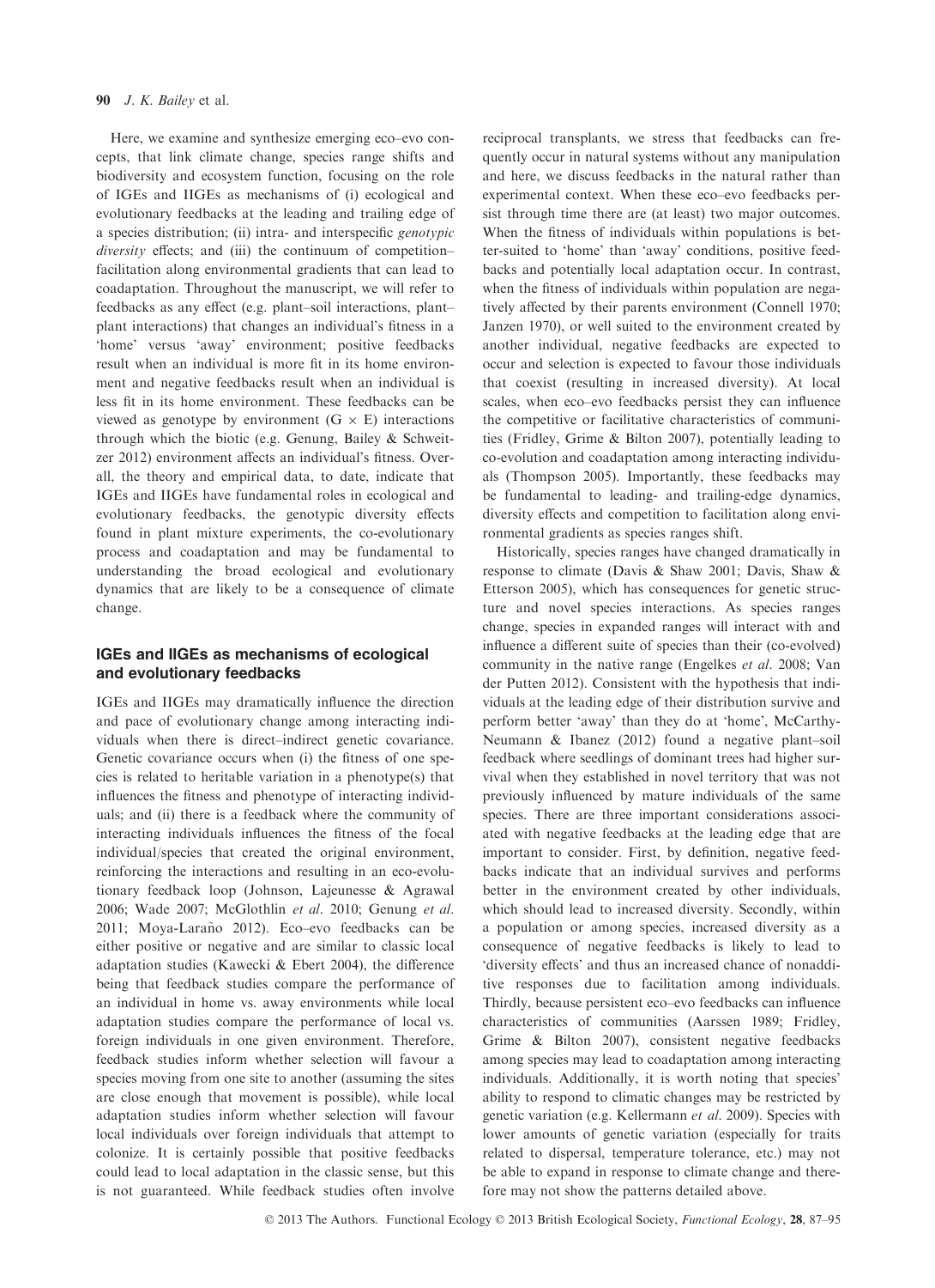Here, we examine and synthesize emerging eco–evo concepts, that link climate change, species range shifts and biodiversity and ecosystem function, focusing on the role of IGEs and IIGEs as mechanisms of (i) ecological and evolutionary feedbacks at the leading and trailing edge of a species distribution; (ii) intra- and interspecific *genotypic diversity* effects; and (iii) the continuum of competition–facilitation along environmental gradients that can lead to coadaptation. Throughout the manuscript, we will refer to feedbacks as any effect (e.g. plant–soil interactions, plant–plant interactions) that changes an individual's fitness in a 'home' versus 'away' environment; positive feedbacks result when an individual is more fit in its home environment and negative feedbacks result when an individual is less fit in its home environment. These feedbacks can be viewed as genotype by environment ($G \times E$) interactions through which the biotic (e.g. Genung, Bailey & Schweitzer 2012) environment affects an individual's fitness. Overall, the theory and empirical data, to date, indicate that IGEs and IIGEs have fundamental roles in ecological and evolutionary feedbacks, the genotypic diversity effects found in plant mixture experiments, the co-evolutionary process and coadaptation and may be fundamental to understanding the broad ecological and evolutionary dynamics that are likely to be a consequence of climate change.

## IGEs and IIGEs as mechanisms of ecological and evolutionary feedbacks

IGEs and IIGEs may dramatically influence the direction and pace of evolutionary change among interacting individuals when there is direct–indirect genetic covariance. Genetic covariance occurs when (i) the fitness of one species is related to heritable variation in a phenotype(s) that influences the fitness and phenotype of interacting individuals; and (ii) there is a feedback where the community of interacting individuals influences the fitness of the focal individual/species that created the original environment, reinforcing the interactions and resulting in an eco-evolutionary feedback loop (Johnson, Lajeunesse & Agrawal 2006; Wade 2007; McGlothlin *et al*. 2010; Genung *et al*. 2011; Moya-Laraño 2012). Eco–evo feedbacks can be either positive or negative and are similar to classic local adaptation studies (Kawecki & Ebert 2004), the difference being that feedback studies compare the performance of an individual in home vs. away environments while local adaptation studies compare the performance of local vs. foreign individuals in one given environment. Therefore, feedback studies inform whether selection will favour a species moving from one site to another (assuming the sites are close enough that movement is possible), while local adaptation studies inform whether selection will favour local individuals over foreign individuals that attempt to colonize. It is certainly possible that positive feedbacks could lead to local adaptation in the classic sense, but this is not guaranteed. While feedback studies often involve reciprocal transplants, we stress that feedbacks can frequently occur in natural systems without any manipulation and here, we discuss feedbacks in the natural rather than experimental context. When these eco–evo feedbacks persist through time there are (at least) two major outcomes. When the fitness of individuals within populations is better-suited to 'home' than 'away' conditions, positive feedbacks and potentially local adaptation occur. In contrast, when the fitness of individuals within population are negatively affected by their parents environment (Connell 1970; Janzen 1970), or well suited to the environment created by another individual, negative feedbacks are expected to occur and selection is expected to favour those individuals that coexist (resulting in increased diversity). At local scales, when eco–evo feedbacks persist they can influence the competitive or facilitative characteristics of communities (Fridley, Grime & Bilton 2007), potentially leading to co-evolution and coadaptation among interacting individuals (Thompson 2005). Importantly, these feedbacks may be fundamental to leading- and trailing-edge dynamics, diversity effects and competition to facilitation along environmental gradients as species ranges shift.

Historically, species ranges have changed dramatically in response to climate (Davis & Shaw 2001; Davis, Shaw & Etterson 2005), which has consequences for genetic structure and novel species interactions. As species ranges change, species in expanded ranges will interact with and influence a different suite of species than their (co-evolved) community in the native range (Engelkes *et al*. 2008; Van der Putten 2012). Consistent with the hypothesis that individuals at the leading edge of their distribution survive and perform better 'away' than they do at 'home', McCarthy-Neumann & Ibanez (2012) found a negative plant–soil feedback where seedlings of dominant trees had higher survival when they established in novel territory that was not previously influenced by mature individuals of the same species. There are three important considerations associated with negative feedbacks at the leading edge that are important to consider. First, by definition, negative feedbacks indicate that an individual survives and performs better in the environment created by other individuals, which should lead to increased diversity. Secondly, within a population or among species, increased diversity as a consequence of negative feedbacks is likely to lead to 'diversity effects' and thus an increased chance of nonadditive responses due to facilitation among individuals. Thirdly, because persistent eco–evo feedbacks can influence characteristics of communities (Aarssen 1989; Fridley, Grime & Bilton 2007), consistent negative feedbacks among species may lead to coadaptation among interacting individuals. Additionally, it is worth noting that species' ability to respond to climatic changes may be restricted by genetic variation (e.g. Kellermann *et al*. 2009). Species with lower amounts of genetic variation (especially for traits related to dispersal, temperature tolerance, etc.) may not be able to expand in response to climate change and therefore may not show the patterns detailed above.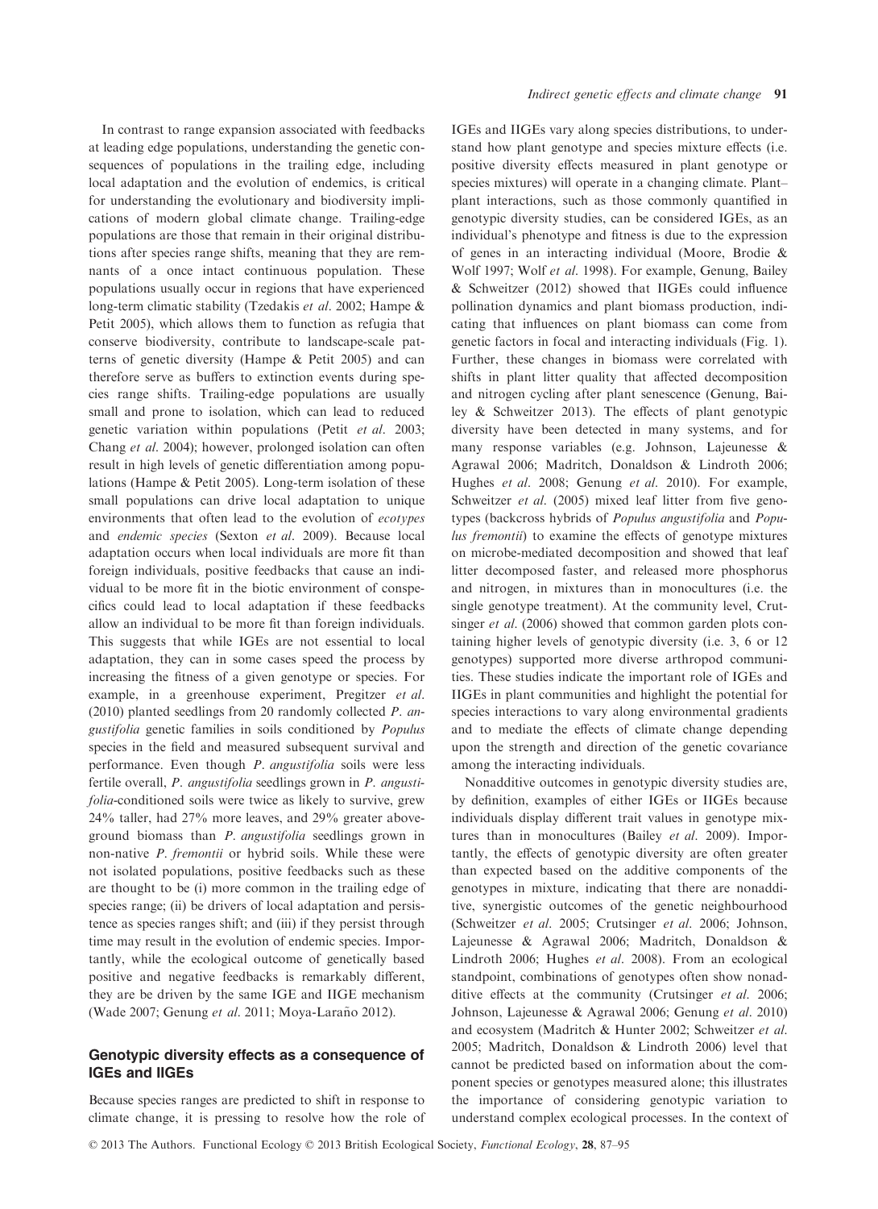In contrast to range expansion associated with feedbacks at leading edge populations, understanding the genetic consequences of populations in the trailing edge, including local adaptation and the evolution of endemics, is critical for understanding the evolutionary and biodiversity implications of modern global climate change. Trailing-edge populations are those that remain in their original distributions after species range shifts, meaning that they are remnants of a once intact continuous population. These populations usually occur in regions that have experienced long-term climatic stability (Tzedakis *et al.* 2002; Hampe & Petit 2005), which allows them to function as refugia that conserve biodiversity, contribute to landscape-scale patterns of genetic diversity (Hampe & Petit 2005) and can therefore serve as buffers to extinction events during species range shifts. Trailing-edge populations are usually small and prone to isolation, which can lead to reduced genetic variation within populations (Petit *et al.* 2003; Chang *et al.* 2004); however, prolonged isolation can often result in high levels of genetic differentiation among populations (Hampe & Petit 2005). Long-term isolation of these small populations can drive local adaptation to unique environments that often lead to the evolution of *ecotypes* and *endemic species* (Sexton *et al.* 2009). Because local adaptation occurs when local individuals are more fit than foreign individuals, positive feedbacks that cause an individual to be more fit in the biotic environment of conspecifics could lead to local adaptation if these feedbacks allow an individual to be more fit than foreign individuals. This suggests that while IGEs are not essential to local adaptation, they can in some cases speed the process by increasing the fitness of a given genotype or species. For example, in a greenhouse experiment, Pregitzer *et al.* (2010) planted seedlings from 20 randomly collected *P. angustifolia* genetic families in soils conditioned by *Populus* species in the field and measured subsequent survival and performance. Even though *P. angustifolia* soils were less fertile overall, *P. angustifolia* seedlings grown in *P. angustifolia*-conditioned soils were twice as likely to survive, grew 24% taller, had 27% more leaves, and 29% greater aboveground biomass than *P. angustifolia* seedlings grown in non-native *P. fremontii* or hybrid soils. While these were not isolated populations, positive feedbacks such as these are thought to be (i) more common in the trailing edge of species range; (ii) be drivers of local adaptation and persistence as species ranges shift; and (iii) if they persist through time may result in the evolution of endemic species. Importantly, while the ecological outcome of genetically based positive and negative feedbacks is remarkably different, they are be driven by the same IGE and IIGE mechanism (Wade 2007; Genung *et al.* 2011; Moya-Laraño 2012).

## Genotypic diversity effects as a consequence of IGEs and IIGEs

Because species ranges are predicted to shift in response to climate change, it is pressing to resolve how the role of IGEs and IIGEs vary along species distributions, to understand how plant genotype and species mixture effects (i.e. positive diversity effects measured in plant genotype or species mixtures) will operate in a changing climate. Plant–plant interactions, such as those commonly quantified in genotypic diversity studies, can be considered IGEs, as an individual's phenotype and fitness is due to the expression of genes in an interacting individual (Moore, Brodie & Wolf 1997; Wolf *et al.* 1998). For example, Genung, Bailey & Schweitzer (2012) showed that IIGEs could influence pollination dynamics and plant biomass production, indicating that influences on plant biomass can come from genetic factors in focal and interacting individuals (Fig. 1). Further, these changes in biomass were correlated with shifts in plant litter quality that affected decomposition and nitrogen cycling after plant senescence (Genung, Bailey & Schweitzer 2013). The effects of plant genotypic diversity have been detected in many systems, and for many response variables (e.g. Johnson, Lajeunesse & Agrawal 2006; Madritch, Donaldson & Lindroth 2006; Hughes *et al.* 2008; Genung *et al.* 2010). For example, Schweitzer *et al.* (2005) mixed leaf litter from five genotypes (backcross hybrids of *Populus angustifolia* and *Populus fremontii*) to examine the effects of genotype mixtures on microbe-mediated decomposition and showed that leaf litter decomposed faster, and released more phosphorus and nitrogen, in mixtures than in monocultures (i.e. the single genotype treatment). At the community level, Crutsinger *et al.* (2006) showed that common garden plots containing higher levels of genotypic diversity (i.e. 3, 6 or 12 genotypes) supported more diverse arthropod communities. These studies indicate the important role of IGEs and IIGEs in plant communities and highlight the potential for species interactions to vary along environmental gradients and to mediate the effects of climate change depending upon the strength and direction of the genetic covariance among the interacting individuals.

Nonadditive outcomes in genotypic diversity studies are, by definition, examples of either IGEs or IIGEs because individuals display different trait values in genotype mixtures than in monocultures (Bailey *et al.* 2009). Importantly, the effects of genotypic diversity are often greater than expected based on the additive components of the genotypes in mixture, indicating that there are nonadditive, synergistic outcomes of the genetic neighbourhood (Schweitzer *et al.* 2005; Crutsinger *et al.* 2006; Johnson, Lajeunesse & Agrawal 2006; Madritch, Donaldson & Lindroth 2006; Hughes *et al.* 2008). From an ecological standpoint, combinations of genotypes often show nonadditive effects at the community (Crutsinger *et al.* 2006; Johnson, Lajeunesse & Agrawal 2006; Genung *et al.* 2010) and ecosystem (Madritch & Hunter 2002; Schweitzer *et al.* 2005; Madritch, Donaldson & Lindroth 2006) level that cannot be predicted based on information about the component species or genotypes measured alone; this illustrates the importance of considering genotypic variation to understand complex ecological processes. In the context of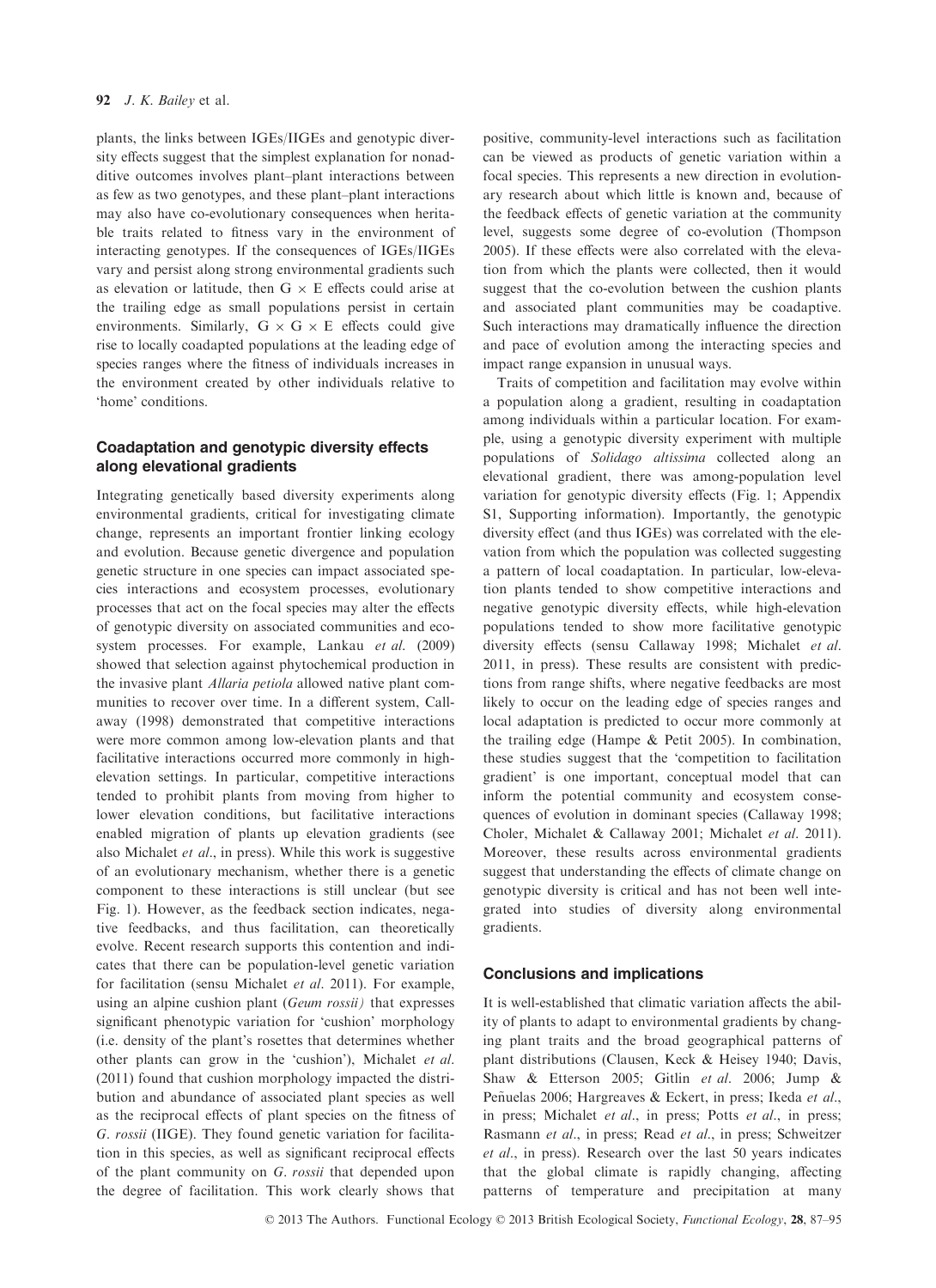plants, the links between IGEs/IIGEs and genotypic diversity effects suggest that the simplest explanation for nonadditive outcomes involves plant–plant interactions between as few as two genotypes, and these plant–plant interactions may also have co-evolutionary consequences when heritable traits related to fitness vary in the environment of interacting genotypes. If the consequences of IGEs/IIGEs vary and persist along strong environmental gradients such as elevation or latitude, then $G \times E$ effects could arise at the trailing edge as small populations persist in certain environments. Similarly, $G \times G \times E$ effects could give rise to locally coadapted populations at the leading edge of species ranges where the fitness of individuals increases in the environment created by other individuals relative to 'home' conditions.

## Coadaptation and genotypic diversity effects along elevational gradients

Integrating genetically based diversity experiments along environmental gradients, critical for investigating climate change, represents an important frontier linking ecology and evolution. Because genetic divergence and population genetic structure in one species can impact associated species interactions and ecosystem processes, evolutionary processes that act on the focal species may alter the effects of genotypic diversity on associated communities and ecosystem processes. For example, Lankau *et al.* (2009) showed that selection against phytochemical production in the invasive plant *Allaria petiola* allowed native plant communities to recover over time. In a different system, Callaway (1998) demonstrated that competitive interactions were more common among low-elevation plants and that facilitative interactions occurred more commonly in high-elevation settings. In particular, competitive interactions tended to prohibit plants from moving from higher to lower elevation conditions, but facilitative interactions enabled migration of plants up elevation gradients (see also Michalet *et al*., in press). While this work is suggestive of an evolutionary mechanism, whether there is a genetic component to these interactions is still unclear (but see Fig. 1). However, as the feedback section indicates, negative feedbacks, and thus facilitation, can theoretically evolve. Recent research supports this contention and indicates that there can be population-level genetic variation for facilitation (sensu Michalet *et al*. 2011). For example, using an alpine cushion plant (*Geum rossii)* that expresses significant phenotypic variation for 'cushion' morphology (i.e. density of the plant's rosettes that determines whether other plants can grow in the 'cushion'), Michalet *et al*. (2011) found that cushion morphology impacted the distribution and abundance of associated plant species as well as the reciprocal effects of plant species on the fitness of *G. rossii* (IIGE). They found genetic variation for facilitation in this species, as well as significant reciprocal effects of the plant community on *G. rossii* that depended upon the degree of facilitation. This work clearly shows that positive, community-level interactions such as facilitation can be viewed as products of genetic variation within a focal species. This represents a new direction in evolutionary research about which little is known and, because of the feedback effects of genetic variation at the community level, suggests some degree of co-evolution (Thompson 2005). If these effects were also correlated with the elevation from which the plants were collected, then it would suggest that the co-evolution between the cushion plants and associated plant communities may be coadaptive. Such interactions may dramatically influence the direction and pace of evolution among the interacting species and impact range expansion in unusual ways.

Traits of competition and facilitation may evolve within a population along a gradient, resulting in coadaptation among individuals within a particular location. For example, using a genotypic diversity experiment with multiple populations of *Solidago altissima* collected along an elevational gradient, there was among-population level variation for genotypic diversity effects (Fig. 1; Appendix S1, Supporting information). Importantly, the genotypic diversity effect (and thus IGEs) was correlated with the elevation from which the population was collected suggesting a pattern of local coadaptation. In particular, low-elevation plants tended to show competitive interactions and negative genotypic diversity effects, while high-elevation populations tended to show more facilitative genotypic diversity effects (sensu Callaway 1998; Michalet *et al*. 2011, in press). These results are consistent with predictions from range shifts, where negative feedbacks are most likely to occur on the leading edge of species ranges and local adaptation is predicted to occur more commonly at the trailing edge (Hampe & Petit 2005). In combination, these studies suggest that the 'competition to facilitation gradient' is one important, conceptual model that can inform the potential community and ecosystem consequences of evolution in dominant species (Callaway 1998; Choler, Michalet & Callaway 2001; Michalet *et al*. 2011). Moreover, these results across environmental gradients suggest that understanding the effects of climate change on genotypic diversity is critical and has not been well integrated into studies of diversity along environmental gradients.

## Conclusions and implications

It is well-established that climatic variation affects the ability of plants to adapt to environmental gradients by changing plant traits and the broad geographical patterns of plant distributions (Clausen, Keck & Heisey 1940; Davis, Shaw & Etterson 2005; Gitlin *et al*. 2006; Jump & Peñuelas 2006; Hargreaves & Eckert, in press; Ikeda *et al*., in press; Michalet *et al*., in press; Potts *et al*., in press; Rasmann *et al*., in press; Read *et al*., in press; Schweitzer *et al*., in press). Research over the last 50 years indicates that the global climate is rapidly changing, affecting patterns of temperature and precipitation at many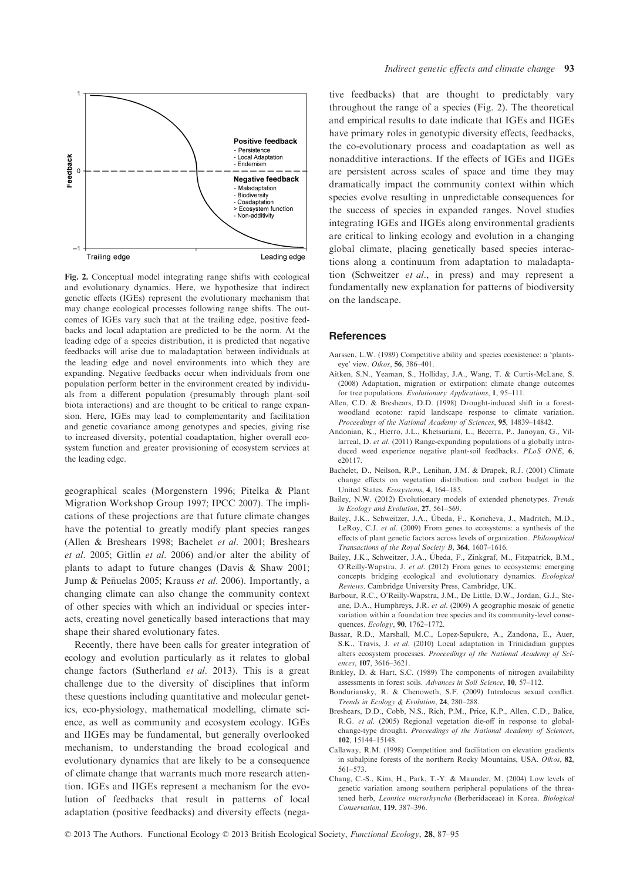Fig. 2. Conceptual model integrating range shifts with ecological and evolutionary dynamics. Here, we hypothesize that indirect genetic effects (IGEs) represent the evolutionary mechanism that may change ecological processes following range shifts. The outcomes of IGEs vary such that at the trailing edge, positive feedbacks and local adaptation are predicted to be the norm. At the leading edge of a species distribution, it is predicted that negative feedbacks will arise due to maladaptation between individuals at the leading edge and novel environments into which they are expanding. Negative feedbacks occur when individuals from one population perform better in the environment created by individuals from a different population (presumably through plant–soil biota interactions) and are thought to be critical to range expansion. Here, IGEs may lead to complementarity and facilitation and genetic covariance among genotypes and species, giving rise to increased diversity, potential coadaptation, higher overall ecosystem function and greater provisioning of ecosystem services at the leading edge.

geographical scales (Morgenstern 1996; Pitelka & Plant Migration Workshop Group 1997; IPCC 2007). The implications of these projections are that future climate changes have the potential to greatly modify plant species ranges (Allen & Breshears 1998; Bachelet *et al*. 2001; Breshears *et al*. 2005; Gitlin *et al*. 2006) and/or alter the ability of plants to adapt to future changes (Davis & Shaw 2001; Jump & Peñuelas 2005; Krauss *et al*. 2006). Importantly, a changing climate can also change the community context of other species with which an individual or species interacts, creating novel genetically based interactions that may shape their shared evolutionary fates.

Recently, there have been calls for greater integration of ecology and evolution particularly as it relates to global change factors (Sutherland *et al*. 2013). This is a great challenge due to the diversity of disciplines that inform these questions including quantitative and molecular genetics, eco-physiology, mathematical modelling, climate science, and community and ecosystem ecology. IGEs and IIGEs may be fundamental, but generally overlooked mechanism, to understanding the broad ecological and evolutionary dynamics that are likely to be a consequence of climate change that warrants much more research attention. IGEs and IIGEs represent a mechanism for the evolution of feedbacks that result in patterns of local adaptation (positive feedbacks) and diversity effects (negative feedbacks) that are thought to predictably vary throughout the range of a species (Fig. 2). The theoretical and empirical results to date indicate that IGEs and IIGEs have primary roles in genotypic diversity effects, feedbacks, the co-evolutionary process and coadaptation as well as nonadditive interactions. If the effects of IGEs and IIGEs are persistent across scales of space and time they may dramatically impact the community context within which species evolve resulting in unpredictable consequences for the success of species in expanded ranges. Novel studies integrating IGEs and IIGEs along environmental gradients are critical to linking ecology and evolution in a changing global climate, placing genetically based species interactions along a continuum from adaptation to maladaptation (Schweitzer *et al*., in press) and may represent a fundamentally new explanation for patterns of biodiversity on the landscape.

## References

Aarssen, L.W. (1989) Competitive ability and species coexistence: a 'plants-eye' view. *Oikos*, **56**, 386–401.

Aitken, S.N., Yeaman, S., Holliday, J.A., Wang, T. & Curtis-McLane, S. (2008) Adaptation, migration or extirpation: climate change outcomes for tree populations. *Evolutionary Applications*, **1**, 95–111.

Allen, C.D. & Breshears, D.D. (1998) Drought-induced shift in a forest-woodland ecotone: rapid landscape response to climate variation. *Proceedings of the National Academy of Sciences*, **95**, 14839–14842.

Andonian, K., Hierro, J.L., Khetsuriani, L., Becerra, P., Janoyan, G., Villarreal, D. *et al*. (2011) Range-expanding populations of a globally introduced weed experience negative plant-soil feedbacks. *PLoS ONE*, **6**, e20117.

Bachelet, D., Neilson, R.P., Lenihan, J.M. & Drapek, R.J. (2001) Climate change effects on vegetation distribution and carbon budget in the United States. *Ecosystems*, **4**, 164–185.

Bailey, N.W. (2012) Evolutionary models of extended phenotypes. *Trends in Ecology and Evolution*, **27**, 561–569.

Bailey, J.K., Schweitzer, J.A., Úbeda, F., Koricheva, J., Madritch, M.D., LeRoy, C.J. *et al*. (2009) From genes to ecosystems: a synthesis of the effects of plant genetic factors across levels of organization. *Philosophical Transactions of the Royal Society B*, **364**, 1607–1616.

Bailey, J.K., Schweitzer, J.A., Úbeda, F., Zinkgraf, M., Fitzpatrick, B.M., O'Reilly-Wapstra, J. *et al*. (2012) From genes to ecosystems: emerging concepts bridging ecological and evolutionary dynamics. *Ecological Reviews*. Cambridge University Press, Cambridge, UK.

Barbour, R.C., O'Reilly-Wapstra, J.M., De Little, D.W., Jordan, G.J., Steane, D.A., Humphreys, J.R. *et al*. (2009) A geographic mosaic of genetic variation within a foundation tree species and its community-level consequences. *Ecology*, **90**, 1762–1772.

Bassar, R.D., Marshall, M.C., Lopez-Sepulcre, A., Zandona, E., Auer, S.K., Travis, J. *et al*. (2010) Local adaptation in Trinidadian guppies alters ecosystem processes. *Proceedings of the National Academy of Sciences*, **107**, 3616–3621.

Binkley, D. & Hart, S.C. (1989) The components of nitrogen availability assessments in forest soils. *Advances in Soil Science*, **10**, 57–112.

Bonduriansky, R. & Chenoweth, S.F. (2009) Intralocus sexual conflict. *Trends in Ecology & Evolution*, **24**, 280–288.

Breshears, D.D., Cobb, N.S., Rich, P.M., Price, K.P., Allen, C.D., Balice, R.G. *et al*. (2005) Regional vegetation die-off in response to global-change-type drought. *Proceedings of the National Academy of Sciences*, **102**, 15144–15148.

Callaway, R.M. (1998) Competition and facilitation on elevation gradients in subalpine forests of the northern Rocky Mountains, USA. *Oikos*, **82**, 561–573.

Chang, C.-S., Kim, H., Park, T.-Y. & Maunder, M. (2004) Low levels of genetic variation among southern peripheral populations of the threatened herb, *Leontice microrhyncha* (Berberidaceae) in Korea. *Biological Conservation*, **119**, 387–396.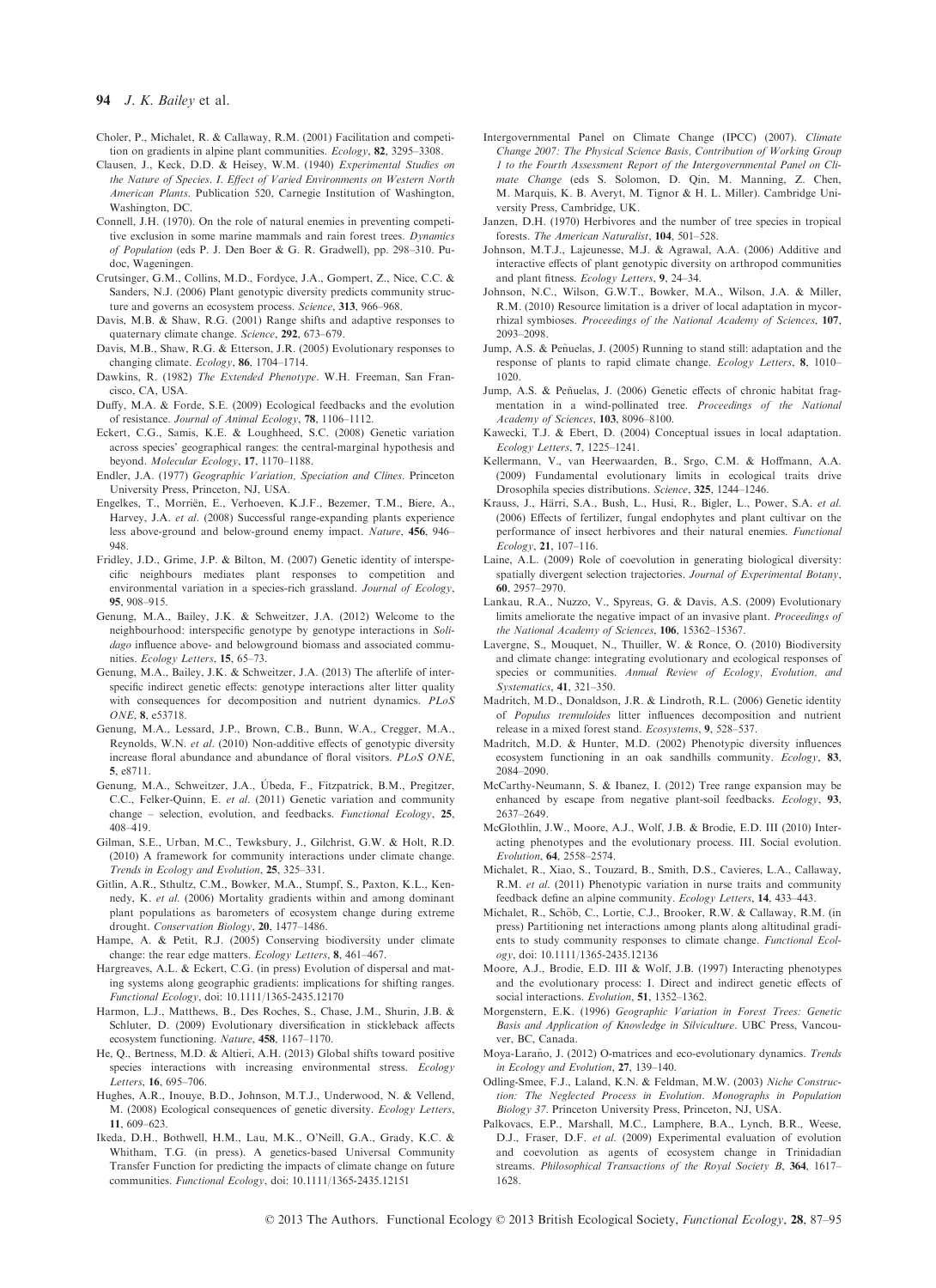Choler, P., Michalet, R. & Callaway, R.M. (2001) Facilitation and competition on gradients in alpine plant communities. *Ecology*, **82**, 3295–3308.

Clausen, J., Keck, D.D. & Heisey, W.M. (1940) *Experimental Studies on the Nature of Species. I. Effect of Varied Environments on Western North American Plants*. Publication 520, Carnegie Institution of Washington, Washington, DC.

Connell, J.H. (1970). On the role of natural enemies in preventing competitive exclusion in some marine mammals and rain forest trees. *Dynamics of Population* (eds P. J. Den Boer & G. R. Gradwell), pp. 298–310. Pudoc, Wageningen.

Crutsinger, G.M., Collins, M.D., Fordyce, J.A., Gompert, Z., Nice, C.C. & Sanders, N.J. (2006) Plant genotypic diversity predicts community structure and governs an ecosystem process. *Science*, **313**, 966–968.

Davis, M.B. & Shaw, R.G. (2001) Range shifts and adaptive responses to quaternary climate change. *Science*, **292**, 673–679.

Davis, M.B., Shaw, R.G. & Etterson, J.R. (2005) Evolutionary responses to changing climate. *Ecology*, **86**, 1704–1714.

Dawkins, R. (1982) *The Extended Phenotype*. W.H. Freeman, San Francisco, CA, USA.

Duffy, M.A. & Forde, S.E. (2009) Ecological feedbacks and the evolution of resistance. *Journal of Animal Ecology*, **78**, 1106–1112.

Eckert, C.G., Samis, K.E. & Loughheed, S.C. (2008) Genetic variation across species' geographical ranges: the central-marginal hypothesis and beyond. *Molecular Ecology*, **17**, 1170–1188.

Endler, J.A. (1977) *Geographic Variation, Speciation and Clines*. Princeton University Press, Princeton, NJ, USA.

Engelkes, T., Morriën, E., Verhoeven, K.J.F., Bezemer, T.M., Biere, A., Harvey, J.A. *et al.* (2008) Successful range-expanding plants experience less above-ground and below-ground enemy impact. *Nature*, **456**, 946–948.

Fridley, J.D., Grime, J.P. & Bilton, M. (2007) Genetic identity of interspecific neighbours mediates plant responses to competition and environmental variation in a species-rich grassland. *Journal of Ecology*, **95**, 908–915.

Genung, M.A., Bailey, J.K. & Schweitzer, J.A. (2012) Welcome to the neighbourhood: interspecific genotype by genotype interactions in *Solidago* influence above- and belowground biomass and associated communities. *Ecology Letters*, **15**, 65–73.

Genung, M.A., Bailey, J.K. & Schweitzer, J.A. (2013) The afterlife of interspecific indirect genetic effects: genotype interactions alter litter quality with consequences for decomposition and nutrient dynamics. *PLoS ONE*, **8**, e53718.

Genung, M.A., Lessard, J.P., Brown, C.B., Bunn, W.A., Cregger, M.A., Reynolds, W.N. *et al.* (2010) Non-additive effects of genotypic diversity increase floral abundance and abundance of floral visitors. *PLoS ONE*, **5**, e8711.

Genung, M.A., Schweitzer, J.A., Úbeda, F., Fitzpatrick, B.M., Pregitzer, C.C., Felker-Quinn, E. *et al.* (2011) Genetic variation and community change – selection, evolution, and feedbacks. *Functional Ecology*, **25**, 408–419.

Gilman, S.E., Urban, M.C., Tewksbury, J., Gilchrist, G.W. & Holt, R.D. (2010) A framework for community interactions under climate change. *Trends in Ecology and Evolution*, **25**, 325–331.

Gitlin, A.R., Sthultz, C.M., Bowker, M.A., Stumpf, S., Paxton, K.L., Kennedy, K. *et al.* (2006) Mortality gradients within and among dominant plant populations as barometers of ecosystem change during extreme drought. *Conservation Biology*, **20**, 1477–1486.

Hampe, A. & Petit, R.J. (2005) Conserving biodiversity under climate change: the rear edge matters. *Ecology Letters*, **8**, 461–467.

Hargreaves, A.L. & Eckert, C.G. (in press) Evolution of dispersal and mating systems along geographic gradients: implications for shifting ranges. *Functional Ecology*, doi: 10.1111/1365-2435.12170

Harmon, L.J., Matthews, B., Des Roches, S., Chase, J.M., Shurin, J.B. & Schluter, D. (2009) Evolutionary diversification in stickleback affects ecosystem functioning. *Nature*, **458**, 1167–1170.

He, Q., Bertness, M.D. & Altieri, A.H. (2013) Global shifts toward positive species interactions with increasing environmental stress. *Ecology Letters*, **16**, 695–706.

Hughes, A.R., Inouye, B.D., Johnson, M.T.J., Underwood, N. & Vellend, M. (2008) Ecological consequences of genetic diversity. *Ecology Letters*, **11**, 609–623.

Ikeda, D.H., Bothwell, H.M., Lau, M.K., O'Neill, G.A., Grady, K.C. & Whitham, T.G. (in press). A genetics-based Universal Community Transfer Function for predicting the impacts of climate change on future communities. *Functional Ecology*, doi: 10.1111/1365-2435.12151

Intergovernmental Panel on Climate Change (IPCC) (2007). *Climate Change 2007: The Physical Science Basis, Contribution of Working Group 1 to the Fourth Assessment Report of the Intergovernmental Panel on Climate Change* (eds S. Solomon, D. Qin, M. Manning, Z. Chen, M. Marquis, K. B. Averyt, M. Tignor & H. L. Miller). Cambridge University Press, Cambridge, UK.

Janzen, D.H. (1970) Herbivores and the number of tree species in tropical forests. *The American Naturalist*, **104**, 501–528.

Johnson, M.T.J., Lajeunesse, M.J. & Agrawal, A.A. (2006) Additive and interactive effects of plant genotypic diversity on arthropod communities and plant fitness. *Ecology Letters*, **9**, 24–34.

Johnson, N.C., Wilson, G.W.T., Bowker, M.A., Wilson, J.A. & Miller, R.M. (2010) Resource limitation is a driver of local adaptation in mycorrhizal symbioses. *Proceedings of the National Academy of Sciences*, **107**, 2093–2098.

Jump, A.S. & Peñuelas, J. (2005) Running to stand still: adaptation and the response of plants to rapid climate change. *Ecology Letters*, **8**, 1010–1020.

Jump, A.S. & Peñuelas, J. (2006) Genetic effects of chronic habitat fragmentation in a wind-pollinated tree. *Proceedings of the National Academy of Sciences*, **103**, 8096–8100.

Kawecki, T.J. & Ebert, D. (2004) Conceptual issues in local adaptation. *Ecology Letters*, **7**, 1225–1241.

Kellermann, V., van Heerwaarden, B., Srgo, C.M. & Hoffmann, A.A. (2009) Fundamental evolutionary limits in ecological traits drive Drosophila species distributions. *Science*, **325**, 1244–1246.

Krauss, J., Härri, S.A., Bush, L., Husi, R., Bigler, L., Power, S.A. *et al.* (2006) Effects of fertilizer, fungal endophytes and plant cultivar on the performance of insect herbivores and their natural enemies. *Functional Ecology*, **21**, 107–116.

Laine, A.L. (2009) Role of coevolution in generating biological diversity: spatially divergent selection trajectories. *Journal of Experimental Botany*, **60**, 2957–2970.

Lankau, R.A., Nuzzo, V., Spyreas, G. & Davis, A.S. (2009) Evolutionary limits ameliorate the negative impact of an invasive plant. *Proceedings of the National Academy of Sciences*, **106**, 15362–15367.

Lavergne, S., Mouquet, N., Thuiller, W. & Ronce, O. (2010) Biodiversity and climate change: integrating evolutionary and ecological responses of species or communities. *Annual Review of Ecology, Evolution, and Systematics*, **41**, 321–350.

Madritch, M.D., Donaldson, J.R. & Lindroth, R.L. (2006) Genetic identity of *Populus tremuloides* litter influences decomposition and nutrient release in a mixed forest stand. *Ecosystems*, **9**, 528–537.

Madritch, M.D. & Hunter, M.D. (2002) Phenotypic diversity influences ecosystem functioning in an oak sandhills community. *Ecology*, **83**, 2084–2090.

McCarthy-Neumann, S. & Ibanez, I. (2012) Tree range expansion may be enhanced by escape from negative plant-soil feedbacks. *Ecology*, **93**, 2637–2649.

McGlothlin, J.W., Moore, A.J., Wolf, J.B. & Brodie, E.D. III (2010) Interacting phenotypes and the evolutionary process. III. Social evolution. *Evolution*, **64**, 2558–2574.

Michalet, R., Xiao, S., Touzard, B., Smith, D.S., Cavieres, L.A., Callaway, R.M. *et al.* (2011) Phenotypic variation in nurse traits and community feedback define an alpine community. *Ecology Letters*, **14**, 433–443.

Michalet, R., Schöb, C., Lortie, C.J., Brooker, R.W. & Callaway, R.M. (in press) Partitioning net interactions among plants along altitudinal gradients to study community responses to climate change. *Functional Ecology*, doi: 10.1111/1365-2435.12136

Moore, A.J., Brodie, E.D. III & Wolf, J.B. (1997) Interacting phenotypes and the evolutionary process: I. Direct and indirect genetic effects of social interactions. *Evolution*, **51**, 1352–1362.

Morgenstern, E.K. (1996) *Geographic Variation in Forest Trees: Genetic Basis and Application of Knowledge in Silviculture*. UBC Press, Vancouver, BC, Canada.

Moya-Laraño, J. (2012) O-matrices and eco-evolutionary dynamics. *Trends in Ecology and Evolution*, **27**, 139–140.

Odling-Smee, F.J., Laland, K.N. & Feldman, M.W. (2003) *Niche Construction: The Neglected Process in Evolution. Monographs in Population Biology 37*. Princeton University Press, Princeton, NJ, USA.

Palkovacs, E.P., Marshall, M.C., Lamphere, B.A., Lynch, B.R., Weese, D.J., Fraser, D.F. *et al.* (2009) Experimental evaluation of evolution and coevolution as agents of ecosystem change in Trinidadian streams. *Philosophical Transactions of the Royal Society B*, **364**, 1617–1628.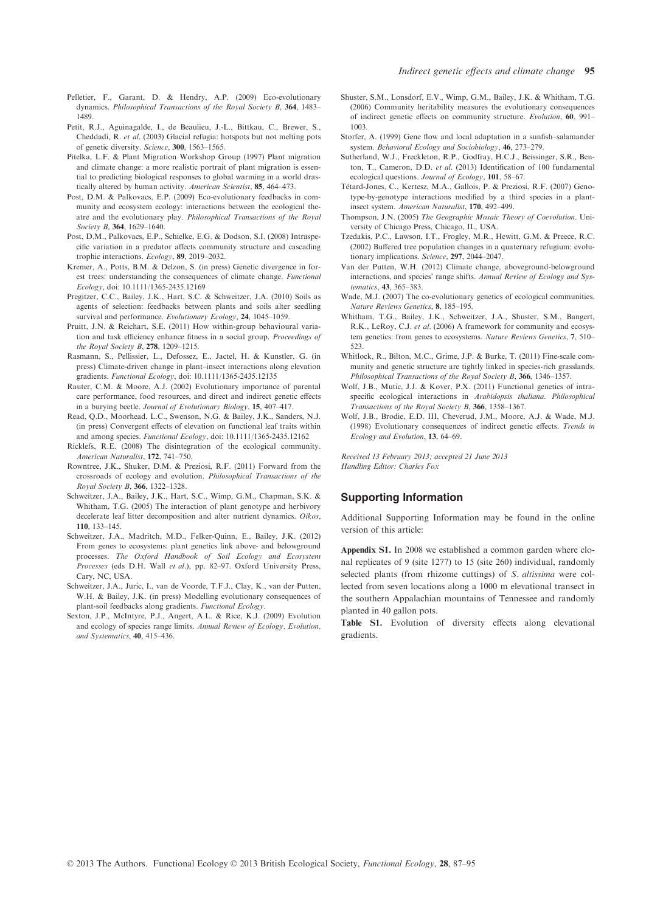Pelletier, F., Garant, D. & Hendry, A.P. (2009) Eco-evolutionary dynamics. *Philosophical Transactions of the Royal Society B*, **364**, 1483–1489.

Petit, R.J., Aguinagalde, I., de Beaulieu, J.-L., Bittkau, C., Brewer, S., Cheddadi, R. *et al.* (2003) Glacial refugia: hotspots but not melting pots of genetic diversity. *Science*, **300**, 1563–1565.

Pitelka, L.F. & Plant Migration Workshop Group (1997) Plant migration and climate change: a more realistic portrait of plant migration is essential to predicting biological responses to global warming in a world drastically altered by human activity. *American Scientist*, **85**, 464–473.

Post, D.M. & Palkovacs, E.P. (2009) Eco-evolutionary feedbacks in community and ecosystem ecology: interactions between the ecological theatre and the evolutionary play. *Philosophical Transactions of the Royal Society B*, **364**, 1629–1640.

Post, D.M., Palkovacs, E.P., Schielke, E.G. & Dodson, S.I. (2008) Intraspecific variation in a predator affects community structure and cascading trophic interactions. *Ecology*, **89**, 2019–2032.

Kremer, A., Potts, B.M. & Delzon, S. (in press) Genetic divergence in forest trees: understanding the consequences of climate change. *Functional Ecology*, doi: 10.1111/1365-2435.12169

Pregitzer, C.C., Bailey, J.K., Hart, S.C. & Schweitzer, J.A. (2010) Soils as agents of selection: feedbacks between plants and soils alter seedling survival and performance. *Evolutionary Ecology*, **24**, 1045–1059.

Pruitt, J.N. & Reichart, S.E. (2011) How within-group behavioural variation and task efficiency enhance fitness in a social group. *Proceedings of the Royal Society B*, **278**, 1209–1215.

Rasmann, S., Pellissier, L., Defossez, E., Jactel, H. & Kunstler, G. (in press) Climate-driven change in plant–insect interactions along elevation gradients. *Functional Ecology*, doi: 10.1111/1365-2435.12135

Rauter, C.M. & Moore, A.J. (2002) Evolutionary importance of parental care performance, food resources, and direct and indirect genetic effects in a burying beetle. *Journal of Evolutionary Biology*, **15**, 407–417.

Read, Q.D., Moorhead, L.C., Swenson, N.G. & Bailey, J.K., Sanders, N.J. (in press) Convergent effects of elevation on functional leaf traits within and among species. *Functional Ecology*, doi: 10.1111/1365-2435.12162

Ricklefs, R.E. (2008) The disintegration of the ecological community. *American Naturalist*, **172**, 741–750.

Rowntree, J.K., Shuker, D.M. & Preziosi, R.F. (2011) Forward from the crossroads of ecology and evolution. *Philosophical Transactions of the Royal Society B*, **366**, 1322–1328.

Schweitzer, J.A., Bailey, J.K., Hart, S.C., Wimp, G.M., Chapman, S.K. & Whitham, T.G. (2005) The interaction of plant genotype and herbivory decelerate leaf litter decomposition and alter nutrient dynamics. *Oikos*, **110**, 133–145.

Schweitzer, J.A., Madritch, M.D., Felker-Quinn, E., Bailey, J.K. (2012) From genes to ecosystems: plant genetics link above- and belowground processes. *The Oxford Handbook of Soil Ecology and Ecosystem Processes* (eds D.H. Wall *et al.*), pp. 82–97. Oxford University Press, Cary, NC, USA.

Schweitzer, J.A., Juric, I., van de Voorde, T.F.J., Clay, K., van der Putten, W.H. & Bailey, J.K. (in press) Modelling evolutionary consequences of plant-soil feedbacks along gradients. *Functional Ecology*.

Sexton, J.P., McIntyre, P.J., Angert, A.L. & Rice, K.J. (2009) Evolution and ecology of species range limits. *Annual Review of Ecology, Evolution, and Systematics*, **40**, 415–436.

Shuster, S.M., Lonsdorf, E.V., Wimp, G.M., Bailey, J.K. & Whitham, T.G. (2006) Community heritability measures the evolutionary consequences of indirect genetic effects on community structure. *Evolution*, **60**, 991–1003.

Storfer, A. (1999) Gene flow and local adaptation in a sunfish–salamander system. *Behavioral Ecology and Sociobiology*, **46**, 273–279.

Sutherland, W.J., Freckleton, R.P., Godfray, H.C.J., Beissinger, S.R., Benton, T., Cameron, D.D. *et al.* (2013) Identification of 100 fundamental ecological questions. *Journal of Ecology*, **101**, 58–67.

Tétard-Jones, C., Kertesz, M.A., Gallois, P. & Preziosi, R.F. (2007) Genotype-by-genotype interactions modified by a third species in a plant-insect system. *American Naturalist*, **170**, 492–499.

Thompson, J.N. (2005) *The Geographic Mosaic Theory of Coevolution*. University of Chicago Press, Chicago, IL, USA.

Tzedakis, P.C., Lawson, I.T., Frogley, M.R., Hewitt, G.M. & Preece, R.C. (2002) Buffered tree population changes in a quaternary refugium: evolutionary implications. *Science*, **297**, 2044–2047.

Van der Putten, W.H. (2012) Climate change, aboveground-belowground interactions, and species' range shifts. *Annual Review of Ecology and Systematics*, **43**, 365–383.

Wade, M.J. (2007) The co-evolutionary genetics of ecological communities. *Nature Reviews Genetics*, **8**, 185–195.

Whitham, T.G., Bailey, J.K., Schweitzer, J.A., Shuster, S.M., Bangert, R.K., LeRoy, C.J. *et al.* (2006) A framework for community and ecosystem genetics: from genes to ecosystems. *Nature Reviews Genetics*, **7**, 510–523.

Whitlock, R., Bilton, M.C., Grime, J.P. & Burke, T. (2011) Fine-scale community and genetic structure are tightly linked in species-rich grasslands. *Philosophical Transactions of the Royal Society B*, **366**, 1346–1357.

Wolf, J.B., Mutic, J.J. & Kover, P.X. (2011) Functional genetics of intraspecific ecological interactions in *Arabidopsis thaliana*. *Philosophical Transactions of the Royal Society B*, **366**, 1358–1367.

Wolf, J.B., Brodie, E.D. III, Cheverud, J.M., Moore, A.J. & Wade, M.J. (1998) Evolutionary consequences of indirect genetic effects. *Trends in Ecology and Evolution*, **13**, 64–69.

*Received 13 February 2013; accepted 21 June 2013*
*Handling Editor: Charles Fox*

## Supporting Information

Additional Supporting Information may be found in the online version of this article:

**Appendix S1.** In 2008 we established a common garden where clonal replicates of 9 (site 1277) to 15 (site 260) individual, randomly selected plants (from rhizome cuttings) of *S. altissima* were collected from seven locations along a 1000 m elevational transect in the southern Appalachian mountains of Tennessee and randomly planted in 40 gallon pots.

**Table S1.** Evolution of diversity effects along elevational gradients.